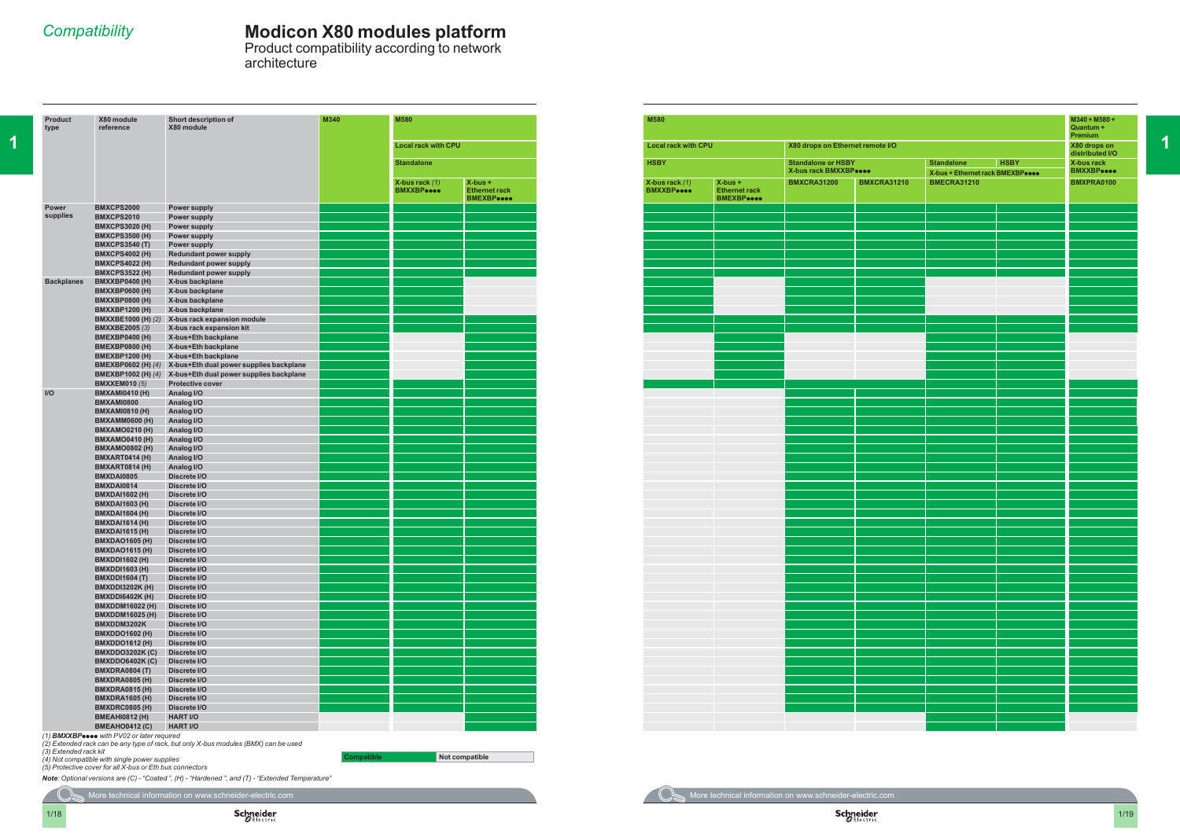# Compatibility

# Modicon X80 modules platform

## Product compatibility according to network architecture

| Product type | X80 module reference | Short description of X80 module | M340 | M580 | | | | | | | | M340 + M580 + Quantum + Premium |
|---|---|---|---|---|---|---|---|---|---|---|---|---|
| | | | | Local rack with CPU | | | | X80 drops on Ethernet remote I/O | | | | X80 drops on distributed I/O |
| | | | | Standalone | | HSBY | | Standalone or HSBY X-bus rack BMXXBP●●●● | | Standalone X-bus + Ethernet rack BMEXBP●●●● | HSBY X-bus + Ethernet rack BMEXBP●●●● | X-bus rack BMXXBP●●●● |
| | | | | X-bus rack *(1)* BMXXBP●●●● | X-bus + Ethernet rack BMEXBP●●●● | X-bus rack *(1)* BMXXBP●●●● | X-bus + Ethernet rack BMEXBP●●●● | BMXCRA31200 | BMXCRA31210 | BMECRA31210 | | BMXPRA0100 |
| **Power supplies** | **BMXCPS2000** | Power supply | ✓ | ✓ | ✓ | ✓ | ✓ | ✓ | ✓ | ✓ | ✓ | ✓ |
| | **BMXCPS2010** | Power supply | ✓ | ✓ | ✓ | ✓ | ✓ | ✓ | ✓ | ✓ | ✓ | ✓ |
| | **BMXCPS3020 (H)** | Power supply | ✓ | ✓ | ✓ | ✓ | ✓ | ✓ | ✓ | ✓ | ✓ | ✓ |
| | **BMXCPS3500 (H)** | Power supply | ✓ | ✓ | ✓ | ✓ | ✓ | ✓ | ✓ | ✓ | ✓ | ✓ |
| | **BMXCPS3540 (T)** | Power supply | ✓ | ✓ | ✓ | ✓ | ✓ | ✓ | ✓ | ✓ | ✓ | ✓ |
| | **BMXCPS4002 (H)** | Redundant power supply | ✓ | ✓ | ✓ | ✓ | ✓ | ✓ | ✓ | ✓ | ✓ | ✓ |
| | **BMXCPS4022 (H)** | Redundant power supply | ✓ | ✓ | ✓ | ✓ | ✓ | ✓ | ✓ | ✓ | ✓ | ✓ |
| | **BMXCPS3522 (H)** | Redundant power supply | ✓ | ✓ | ✓ | ✓ | ✓ | ✓ | ✓ | ✓ | ✓ | ✓ |
| **Backplanes** | **BMXXBP0400 (H)** | X-bus backplane | ✓ | ✓ | ✗ | ✓ | ✗ | ✓ | ✓ | ✗ | ✗ | ✓ |
| | **BMXXBP0600 (H)** | X-bus backplane | ✓ | ✓ | ✗ | ✓ | ✗ | ✓ | ✓ | ✗ | ✗ | ✓ |
| | **BMXXBP0800 (H)** | X-bus backplane | ✓ | ✓ | ✗ | ✓ | ✗ | ✓ | ✓ | ✗ | ✗ | ✓ |
| | **BMXXBP1200 (H)** | X-bus backplane | ✓ | ✓ | ✗ | ✓ | ✗ | ✓ | ✓ | ✗ | ✗ | ✓ |
| | **BMXXBE1000 (H)** *(2)* | X-bus rack expansion module | ✓ | ✓ | ✓ | ✓ | ✓ | ✓ | ✓ | ✓ | ✓ | ✓ |
| | **BMXXBE2005** *(3)* | X-bus rack expansion kit | ✓ | ✓ | ✓ | ✓ | ✓ | ✓ | ✓ | ✓ | ✓ | ✓ |
| | **BMEXBP0400 (H)** | X-bus+Eth backplane | ✓ | ✗ | ✓ | ✗ | ✓ | ✗ | ✗ | ✓ | ✓ | ✗ |
| | **BMEXBP0800 (H)** | X-bus+Eth backplane | ✓ | ✗ | ✓ | ✗ | ✓ | ✗ | ✗ | ✓ | ✓ | ✗ |
| | **BMEXBP1200 (H)** | X-bus+Eth backplane | ✓ | ✗ | ✓ | ✗ | ✓ | ✗ | ✗ | ✓ | ✓ | ✗ |
| | **BMEXBP0602 (H)** *(4)* | X-bus+Eth dual power supplies backplane | ✓ | ✗ | ✓ | ✗ | ✓ | ✗ | ✗ | ✓ | ✓ | ✗ |
| | **BMEXBP1002 (H)** *(4)* | X-bus+Eth dual power supplies backplane | ✓ | ✗ | ✓ | ✗ | ✓ | ✗ | ✗ | ✓ | ✓ | ✗ |
| | **BMXXEM010** *(5)* | Protective cover | ✓ | ✓ | ✓ | ✓ | ✓ | ✓ | ✓ | ✓ | ✓ | ✓ |
| **I/O** | **BMXAMI0410 (H)** | Analog I/O | ✓ | ✓ | ✓ | ✗ | ✗ | ✓ | ✓ | ✓ | ✓ | ✓ |
| | **BMXAMI0800** | Analog I/O | ✓ | ✓ | ✓ | ✗ | ✗ | ✓ | ✓ | ✓ | ✓ | ✓ |
| | **BMXAMI0810 (H)** | Analog I/O | ✓ | ✓ | ✓ | ✗ | ✗ | ✓ | ✓ | ✓ | ✓ | ✓ |
| | **BMXAMM0600 (H)** | Analog I/O | ✓ | ✓ | ✓ | ✗ | ✗ | ✓ | ✓ | ✓ | ✓ | ✓ |
| | **BMXAMO0210 (H)** | Analog I/O | ✓ | ✓ | ✓ | ✗ | ✗ | ✓ | ✓ | ✓ | ✓ | ✓ |
| | **BMXAMO0410 (H)** | Analog I/O | ✓ | ✓ | ✓ | ✗ | ✗ | ✓ | ✓ | ✓ | ✓ | ✓ |
| | **BMXAMO0802 (H)** | Analog I/O | ✓ | ✓ | ✓ | ✗ | ✗ | ✓ | ✓ | ✓ | ✓ | ✓ |
| | **BMXART0414 (H)** | Analog I/O | ✓ | ✓ | ✓ | ✗ | ✗ | ✓ | ✓ | ✓ | ✓ | ✓ |
| | **BMXART0814 (H)** | Analog I/O | ✓ | ✓ | ✓ | ✗ | ✗ | ✓ | ✓ | ✓ | ✓ | ✓ |
| | **BMXDAI0805** | Discrete I/O | ✓ | ✓ | ✓ | ✗ | ✗ | ✓ | ✓ | ✓ | ✓ | ✓ |
| | **BMXDAI0814** | Discrete I/O | ✓ | ✓ | ✓ | ✗ | ✗ | ✓ | ✓ | ✓ | ✓ | ✓ |
| | **BMXDAI1602 (H)** | Discrete I/O | ✓ | ✓ | ✓ | ✗ | ✗ | ✓ | ✓ | ✓ | ✓ | ✓ |
| | **BMXDAI1603 (H)** | Discrete I/O | ✓ | ✓ | ✓ | ✗ | ✗ | ✓ | ✓ | ✓ | ✓ | ✓ |
| | **BMXDAI1604 (H)** | Discrete I/O | ✓ | ✓ | ✓ | ✗ | ✗ | ✓ | ✓ | ✓ | ✓ | ✓ |
| | **BMXDAI1614 (H)** | Discrete I/O | ✓ | ✓ | ✓ | ✗ | ✗ | ✓ | ✓ | ✓ | ✓ | ✓ |
| | **BMXDAI1615 (H)** | Discrete I/O | ✓ | ✓ | ✓ | ✗ | ✗ | ✓ | ✓ | ✓ | ✓ | ✓ |
| | **BMXDAO1605 (H)** | Discrete I/O | ✓ | ✓ | ✓ | ✗ | ✗ | ✓ | ✓ | ✓ | ✓ | ✓ |
| | **BMXDAO1615 (H)** | Discrete I/O | ✓ | ✓ | ✓ | ✗ | ✗ | ✓ | ✓ | ✓ | ✓ | ✓ |
| | **BMXDDI1602 (H)** | Discrete I/O | ✓ | ✓ | ✓ | ✗ | ✗ | ✓ | ✓ | ✓ | ✓ | ✓ |
| | **BMXDDI1603 (H)** | Discrete I/O | ✓ | ✓ | ✓ | ✗ | ✗ | ✓ | ✓ | ✓ | ✓ | ✓ |
| | **BMXDDI1604 (T)** | Discrete I/O | ✓ | ✓ | ✓ | ✗ | ✗ | ✓ | ✓ | ✓ | ✓ | ✓ |
| | **BMXDDI3202K (H)** | Discrete I/O | ✓ | ✓ | ✓ | ✗ | ✗ | ✓ | ✓ | ✓ | ✓ | ✓ |
| | **BMXDDI6402K (H)** | Discrete I/O | ✓ | ✓ | ✓ | ✗ | ✗ | ✓ | ✓ | ✓ | ✓ | ✓ |
| | **BMXDDM16022 (H)** | Discrete I/O | ✓ | ✓ | ✓ | ✗ | ✗ | ✓ | ✓ | ✓ | ✓ | ✓ |
| | **BMXDDM16025 (H)** | Discrete I/O | ✓ | ✓ | ✓ | ✗ | ✗ | ✓ | ✓ | ✓ | ✓ | ✓ |
| | **BMXDDM3202K** | Discrete I/O | ✓ | ✓ | ✓ | ✗ | ✗ | ✓ | ✓ | ✓ | ✓ | ✓ |
| | **BMXDDO1602 (H)** | Discrete I/O | ✓ | ✓ | ✓ | ✗ | ✗ | ✓ | ✓ | ✓ | ✓ | ✓ |
| | **BMXDDO1612 (H)** | Discrete I/O | ✓ | ✓ | ✓ | ✗ | ✗ | ✓ | ✓ | ✓ | ✓ | ✓ |
| | **BMXDDO3202K (C)** | Discrete I/O | ✓ | ✓ | ✓ | ✗ | ✗ | ✓ | ✓ | ✓ | ✓ | ✓ |
| | **BMXDDO6402K (C)** | Discrete I/O | ✓ | ✓ | ✓ | ✗ | ✗ | ✓ | ✓ | ✓ | ✓ | ✓ |
| | **BMXDRA0804 (T)** | Discrete I/O | ✓ | ✓ | ✓ | ✗ | ✗ | ✓ | ✓ | ✓ | ✓ | ✓ |
| | **BMXDRA0805 (H)** | Discrete I/O | ✓ | ✓ | ✓ | ✗ | ✗ | ✓ | ✓ | ✓ | ✓ | ✓ |
| | **BMXDRA0815 (H)** | Discrete I/O | ✓ | ✓ | ✓ | ✗ | ✗ | ✓ | ✓ | ✓ | ✓ | ✓ |
| | **BMXDRA1605 (H)** | Discrete I/O | ✓ | ✓ | ✓ | ✗ | ✗ | ✓ | ✓ | ✓ | ✓ | ✓ |
| | **BMXDRC0805 (H)** | Discrete I/O | ✓ | ✓ | ✓ | ✗ | ✗ | ✓ | ✓ | ✓ | ✓ | ✓ |
| | **BMEAHI0812 (H)** | HART I/O | ✗ | ✗ | ✓ | ✗ | ✗ | ✗ | ✗ | ✓ | ✓ | ✗ |
| | **BMEAHO0412 (C)** | HART I/O | ✗ | ✗ | ✓ | ✗ | ✗ | ✗ | ✗ | ✓ | ✓ | ✗ |

✓ Compatible ✗ Not compatible

*(1)* ***BMXXBP●●●●*** *with PV02 or later required*
*(2) Extended rack can be any type of rack, but only X-bus modules (BMX) can be used*
*(3) Extended rack kit*
*(4) Not compatible with single power supplies*
*(5) Protective cover for all X-bus or Eth bus connectors*

***Note****: Optional versions are (C) - "Coated", (H) - "Hardened", and (T) - "Extended Temperature"*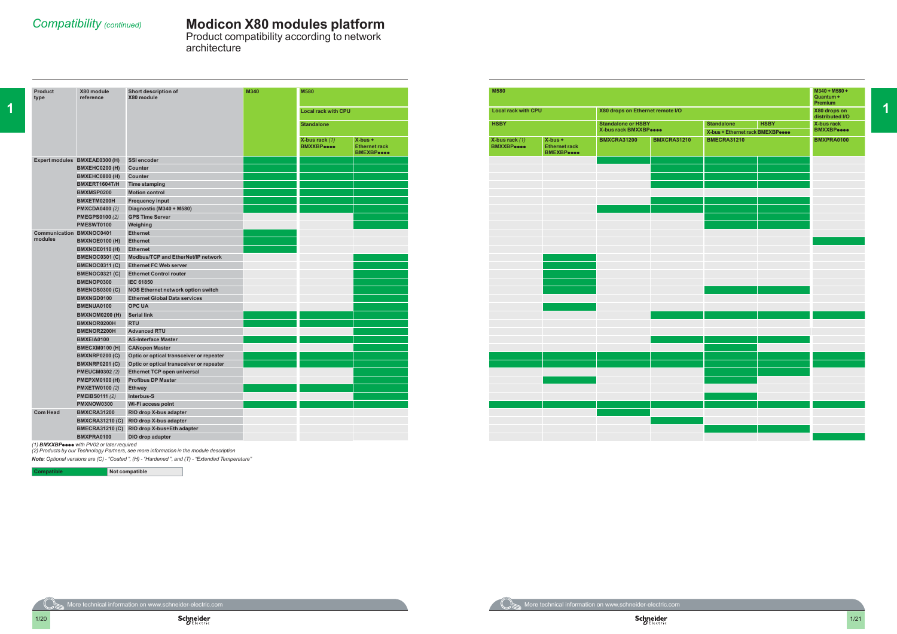# Compatibility *(continued)*

# Modicon X80 modules platform

## Product compatibility according to network architecture

| Product type | X80 module reference | Short description of X80 module | M340 | M580 – Local rack with CPU – Standalone – X-bus rack *(1)* BMXXBP●●●● | M580 – Local rack with CPU – Standalone – X-bus + Ethernet rack BMEXBP●●●● | M580 – Local rack with CPU – HSBY – X-bus rack *(1)* BMXXBP●●●● | M580 – Local rack with CPU – HSBY – X-bus + Ethernet rack BMEXBP●●●● | M580 – X80 drops on Ethernet remote I/O – Standalone or HSBY X-bus rack BMXXBP●●●● – BMXCRA31200 | M580 – X80 drops on Ethernet remote I/O – Standalone or HSBY X-bus rack BMXXBP●●●● – BMXCRA31210 | M580 – X80 drops on Ethernet remote I/O – X-bus + Ethernet rack BMEXBP●●●● – Standalone – BMECRA31210 | M580 – X80 drops on Ethernet remote I/O – X-bus + Ethernet rack BMEXBP●●●● – HSBY – BMECRA31210 | M340 + M580 + Quantum + Premium – X80 drops on distributed I/O – X-bus rack BMXXBP●●●● – BMXPRA0100 |
|---|---|---|---|---|---|---|---|---|---|---|---|---|
| Expert modules | BMXEAE0300 (H) | SSI encoder | ✓ | ✓ | ✓ | | | ✓ | ✓ | ✓ | ✓ | |
| | BMXEHC0200 (H) | Counter | ✓ | ✓ | ✓ | | | | ✓ | ✓ | ✓ | |
| | BMXEHC0800 (H) | Counter | ✓ | ✓ | ✓ | | | | ✓ | ✓ | ✓ | |
| | BMXERT1604T/H | Time stamping | ✓ | ✓ | ✓ | | | | ✓ | ✓ | ✓ | |
| | BMXMSP0200 | Motion control | ✓ | ✓ | ✓ | | | | | | | |
| | BMXETM0200H | Frequency input | ✓ | ✓ | ✓ | | | | ✓ | ✓ | ✓ | |
| | PMXCDA0400 *(2)* | Diagnostic (M340 + M580) | ✓ | ✓ | ✓ | | | ✓ | ✓ | ✓ | ✓ | |
| | PMEGPS0100 *(2)* | GPS Time Server | | | ✓ | | | | | ✓ | ✓ | |
| | PMESWT0100 | Weighing | | | ✓ | | | | | ✓ | ✓ | |
| Communication modules | BMXNOC0401 | Ethernet | ✓ | | | | | | | | | |
| | BMXNOE0100 (H) | Ethernet | ✓ | | | | | | | | | ✓ |
| | BMXNOE0110 (H) | Ethernet | ✓ | | | | | | | | | |
| | BMENOC0301 (C) | Modbus/TCP and EtherNet/IP network | | | ✓ | | ✓ | | | | | |
| | BMENOC0311 (C) | Ethernet FC Web server | | | ✓ | | ✓ | | | | | |
| | BMENOC0321 (C) | Ethernet Control router | | | ✓ | | ✓ | | | | | |
| | BMENOP0300 | IEC 61850 | | | ✓ | | ✓ | | | | | |
| | BMENOS0300 (C) | NOS Ethernet network option switch | | | ✓ | | ✓ | | | ✓ | ✓ | |
| | BMXNGD0100 | Ethernet Global Data services | | | ✓ | | | | | | | |
| | BMENUA0100 | OPC UA | | | ✓ | | ✓ | | | | | |
| | BMXNOM0200 (H) | Serial link | ✓ | ✓ | ✓ | | | | ✓ | ✓ | ✓ | ✓ |
| | BMXNOR0200H | RTU | ✓ | ✓ | ✓ | | | | | | | |
| | BMENOR2200H | Advanced RTU | | | ✓ | | | | | | | |
| | BMXEIA0100 | AS-Interface Master | ✓ | ✓ | ✓ | | | | ✓ | ✓ | ✓ | |
| | BMECXM0100 (H) | CANopen Master | | | ✓ | | | | | ✓ | | |
| | BMXNRP0200 (C) | Optic or optical transceiver or repeater | ✓ | ✓ | ✓ | ✓ | ✓ | ✓ | ✓ | ✓ | ✓ | ✓ |
| | BMXNRP0201 (C) | Optic or optical transceiver or repeater | ✓ | ✓ | ✓ | ✓ | ✓ | ✓ | ✓ | ✓ | ✓ | ✓ |
| | PMEUCM0302 *(2)* | Ethernet TCP open universal | | | ✓ | | | | | ✓ | ✓ | |
| | PMEPXM0100 (H) | Profibus DP Master | | | ✓ | | ✓ | | | ✓ | | |
| | PMXETW0100 *(2)* | Ethway | ✓ | ✓ | ✓ | | | | | | | |
| | PMEIBS0111 *(2)* | Interbus-S | | | ✓ | | | | | ✓ | | |
| | PMXNOW0300 | Wi-Fi access point | ✓ | ✓ | ✓ | ✓ | ✓ | ✓ | ✓ | ✓ | ✓ | ✓ |
| Com Head | BMXCRA31200 | RIO drop X-bus adapter | | | | | | ✓ | | | | |
| | BMXCRA31210 (C) | RIO drop X-bus adapter | | | | | | | ✓ | | | |
| | BMECRA31210 (C) | RIO drop X-bus+Eth adapter | | | | | | | | ✓ | ✓ | |
| | BMXPRA0100 | DIO drop adapter | | | | | | | | | | ✓ |

*(1) **BMXXBP●●●●** with PV02 or later required*

*(2) Products by our Technology Partners, see more information in the module description*

***Note**: Optional versions are (C) - "Coated", (H) - "Hardened", and (T) - "Extended Temperature"*

✓ Compatible | (blank) Not compatible